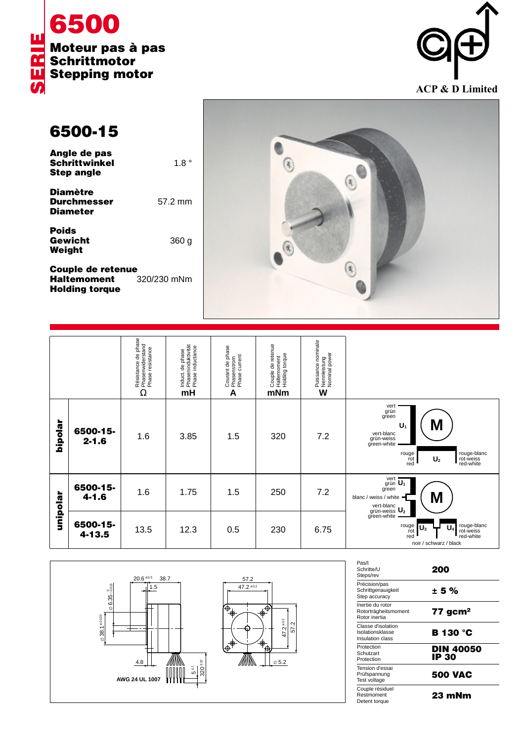# SERIE 6500

## Moteur pas à pas
## Schrittmotor
## Stepping motor

ACP & D Limited

## 6500-15

| | |
|---|---|
| **Angle de pas**<br>**Schrittwinkel**<br>**Step angle** | 1.8 ° |
| **Diamètre**<br>**Durchmesser**<br>**Diameter** | 57.2 mm |
| **Poids**<br>**Gewicht**<br>**Weight** | 360 g |
| **Couple de retenue**<br>**Haltemoment**<br>**Holding torque** | 320/230 mNm |

| | | Résistance de phase<br>Phasenwiderstand<br>Phase resistance<br>Ω | Induct. de phase<br>Phaseninduktivität<br>Phase inductance<br>mH | Courant de phase<br>Phasenstrom<br>Phase current<br>A | Couple de retenue<br>Haltemoment<br>Holding torque<br>mNm | Puissance nominale<br>Nennleistung<br>Nominal power<br>W |
|---|---|---|---|---|---|---|
| **bipolar** | **6500-15-2-1.6** | 1.6 | 3.85 | 1.5 | 320 | 7.2 |
| **unipolar** | **6500-15-4-1.6** | 1.6 | 1.75 | 1.5 | 250 | 7.2 |
| **unipolar** | **6500-15-4-13.5** | 13.5 | 12.3 | 0.5 | 230 | 6.75 |

Bipolar wiring: vert / grün / green – $U_1$ – vert-blanc / grün-weiss / green-white; rouge / rot / red – $U_2$ – rouge-blanc / rot-weiss / red-white

Unipolar wiring: vert / grün / green – $U_1$ – blanc / weiss / white – $U_2$ – vert-blanc / grün-weiss / green-white; rouge / rot / red – $U_3$ – noir / schwarz / black – $U_4$ – rouge-blanc / rot-weiss / red-white

Dimensions: 20.6 ±0.5; 38.7; 1.5; ∅ 6.35 0/−0.013; ∅ 38.1 ±0.025; 4.8; 5 ±1; 320 ±10; AWG 24 UL 1007; 57.2; 47.2 ±0.2; 47.2 ±0.2; 57.2; ∅ 5.2

| | |
|---|---|
| Pas/t<br>Schritte/U<br>Steps/rev | **200** |
| Précision/pas<br>Schrittgenauigkeit<br>Step accuracy | **± 5 %** |
| Inertie du rotor<br>Rotorträgheitsmoment<br>Rotor inertia | **77 gcm²** |
| Classe d'isolation<br>Isolationsklasse<br>Insulation class | **B 130 °C** |
| Protection<br>Schutzart<br>Protection | **DIN 40050**<br>**IP 30** |
| Tension d'essai<br>Prüfspannung<br>Test voltage | **500 VAC** |
| Couple résiduel<br>Restmoment<br>Detent torque | **23 mNm** |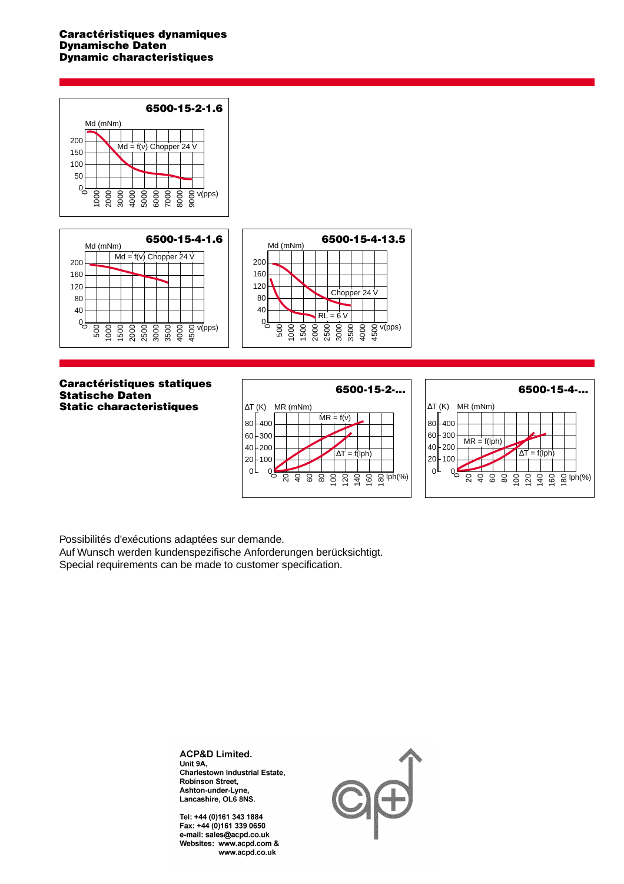**Caractéristiques dynamiques**
**Dynamische Daten**
**Dynamic characteristiques**

**6500-15-2-1.6**

Md (mNm)

200
150
100
50
0

0 1000 2000 3000 4000 5000 6000 7000 8000 9000 v(pps)

Md = f(v) Chopper 24 V

**6500-15-4-1.6**

Md (mNm)

200
160
120
80
40
0

0 500 1000 1500 2000 2500 3000 3500 4000 4500 v(pps)

Md = f(v) Chopper 24 V

**6500-15-4-13.5**

Md (mNm)

200
160
120
80
40
0

0 500 1000 1500 2000 2500 3000 3500 4000 4500 v(pps)

Chopper 24 V

RL = 6 V

**Caractéristiques statiques**
**Statische Daten**
**Static characteristiques**

**6500-15-2-...**

ΔT (K) MR (mNm)

80 400
60 300
40 200
20 100
0 0

0 20 40 60 80 100 120 140 160 180 Iph(%)

MR = f(v)

ΔT = f(Iph)

**6500-15-4-...**

ΔT (K) MR (mNm)

80 400
60 300
40 200
20 100
0 0

0 20 40 60 80 100 120 140 160 180 Iph(%)

MR = f(Iph)

ΔT = f(Iph)

Possibilités d'exécutions adaptées sur demande.
Auf Wunsch werden kundenspezifische Anforderungen berücksichtigt.
Special requirements can be made to customer specification.

**ACP&D Limited.**
Unit 9A,
Charlestown Industrial Estate,
Robinson Street,
Ashton-under-Lyne,
Lancashire, OL6 8NS.

Tel: +44 (0)161 343 1884
Fax: +44 (0)161 339 0650
e-mail: sales@acpd.co.uk
Websites: www.acpd.com &
www.acpd.co.uk